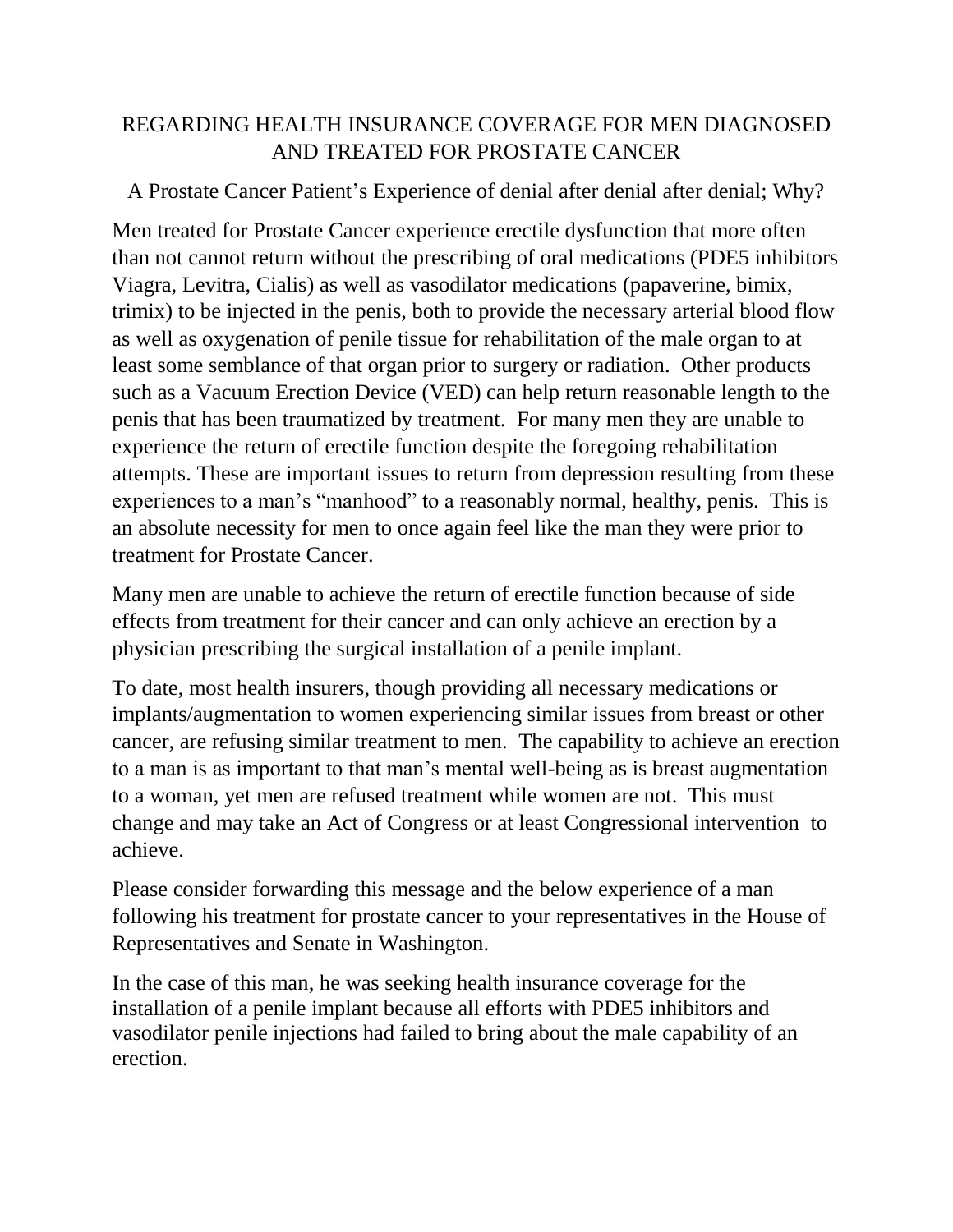# REGARDING HEALTH INSURANCE COVERAGE FOR MEN DIAGNOSED AND TREATED FOR PROSTATE CANCER

A Prostate Cancer Patient's Experience of denial after denial after denial; Why?

Men treated for Prostate Cancer experience erectile dysfunction that more often than not cannot return without the prescribing of oral medications (PDE5 inhibitors Viagra, Levitra, Cialis) as well as vasodilator medications (papaverine, bimix, trimix) to be injected in the penis, both to provide the necessary arterial blood flow as well as oxygenation of penile tissue for rehabilitation of the male organ to at least some semblance of that organ prior to surgery or radiation. Other products such as a Vacuum Erection Device (VED) can help return reasonable length to the penis that has been traumatized by treatment. For many men they are unable to experience the return of erectile function despite the foregoing rehabilitation attempts. These are important issues to return from depression resulting from these experiences to a man's "manhood" to a reasonably normal, healthy, penis. This is an absolute necessity for men to once again feel like the man they were prior to treatment for Prostate Cancer.

Many men are unable to achieve the return of erectile function because of side effects from treatment for their cancer and can only achieve an erection by a physician prescribing the surgical installation of a penile implant.

To date, most health insurers, though providing all necessary medications or implants/augmentation to women experiencing similar issues from breast or other cancer, are refusing similar treatment to men. The capability to achieve an erection to a man is as important to that man's mental well-being as is breast augmentation to a woman, yet men are refused treatment while women are not. This must change and may take an Act of Congress or at least Congressional intervention to achieve.

Please consider forwarding this message and the below experience of a man following his treatment for prostate cancer to your representatives in the House of Representatives and Senate in Washington.

In the case of this man, he was seeking health insurance coverage for the installation of a penile implant because all efforts with PDE5 inhibitors and vasodilator penile injections had failed to bring about the male capability of an erection.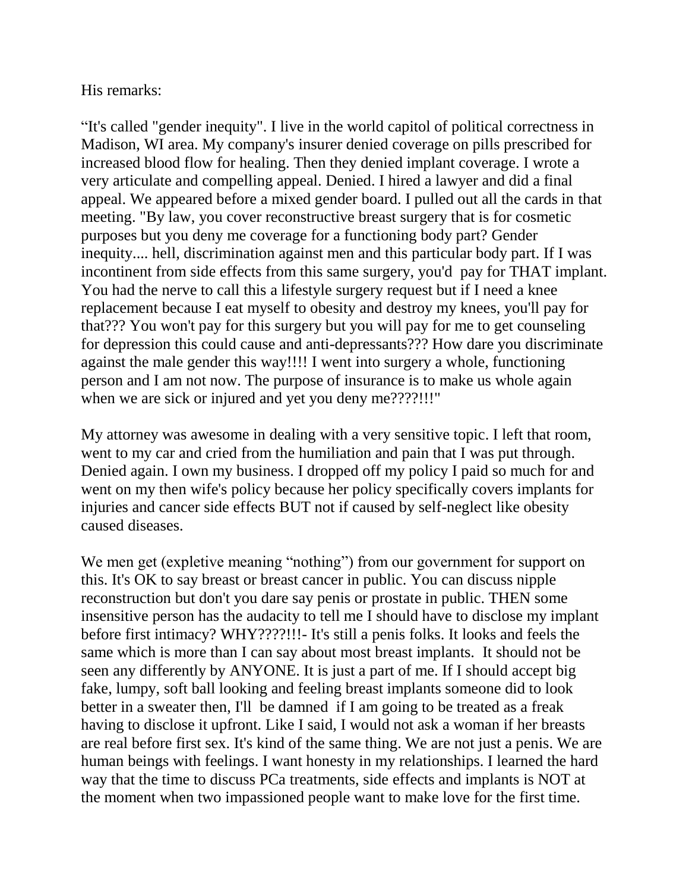His remarks:

“It's called "gender inequity". I live in the world capitol of political correctness in Madison, WI area. My company's insurer denied coverage on pills prescribed for increased blood flow for healing. Then they denied implant coverage. I wrote a very articulate and compelling appeal. Denied. I hired a lawyer and did a final appeal. We appeared before a mixed gender board. I pulled out all the cards in that meeting. "By law, you cover reconstructive breast surgery that is for cosmetic purposes but you deny me coverage for a functioning body part? Gender inequity.... hell, discrimination against men and this particular body part. If I was incontinent from side effects from this same surgery, you'd pay for THAT implant. You had the nerve to call this a lifestyle surgery request but if I need a knee replacement because I eat myself to obesity and destroy my knees, you'll pay for that??? You won't pay for this surgery but you will pay for me to get counseling for depression this could cause and anti-depressants??? How dare you discriminate against the male gender this way!!!! I went into surgery a whole, functioning person and I am not now. The purpose of insurance is to make us whole again when we are sick or injured and yet you deny me????!!!"

My attorney was awesome in dealing with a very sensitive topic. I left that room, went to my car and cried from the humiliation and pain that I was put through. Denied again. I own my business. I dropped off my policy I paid so much for and went on my then wife's policy because her policy specifically covers implants for injuries and cancer side effects BUT not if caused by self-neglect like obesity caused diseases.

We men get (expletive meaning “nothing”) from our government for support on this. It's OK to say breast or breast cancer in public. You can discuss nipple reconstruction but don't you dare say penis or prostate in public. THEN some insensitive person has the audacity to tell me I should have to disclose my implant before first intimacy? WHY????!!!- It's still a penis folks. It looks and feels the same which is more than I can say about most breast implants. It should not be seen any differently by ANYONE. It is just a part of me. If I should accept big fake, lumpy, soft ball looking and feeling breast implants someone did to look better in a sweater then, I'll be damned if I am going to be treated as a freak having to disclose it upfront. Like I said, I would not ask a woman if her breasts are real before first sex. It's kind of the same thing. We are not just a penis. We are human beings with feelings. I want honesty in my relationships. I learned the hard way that the time to discuss PCa treatments, side effects and implants is NOT at the moment when two impassioned people want to make love for the first time.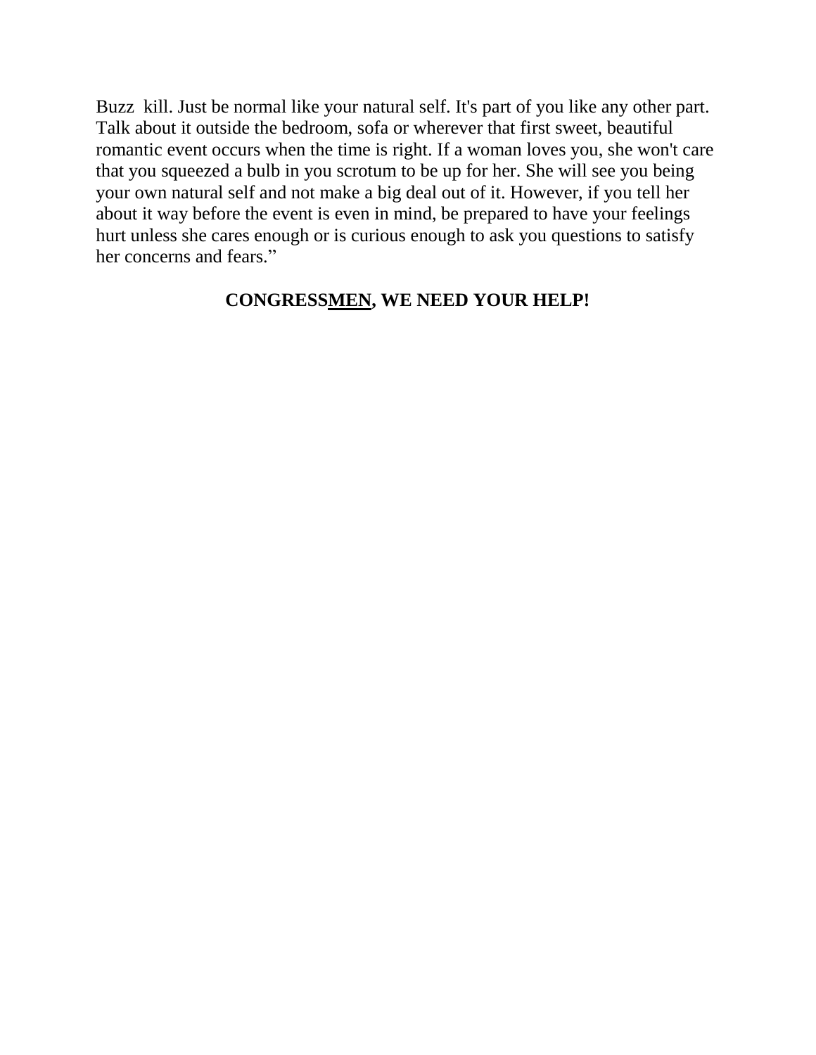Buzz kill. Just be normal like your natural self. It's part of you like any other part. Talk about it outside the bedroom, sofa or wherever that first sweet, beautiful romantic event occurs when the time is right. If a woman loves you, she won't care that you squeezed a bulb in you scrotum to be up for her. She will see you being your own natural self and not make a big deal out of it. However, if you tell her about it way before the event is even in mind, be prepared to have your feelings hurt unless she cares enough or is curious enough to ask you questions to satisfy her concerns and fears."

**CONGRESS<u>MEN</u>, WE NEED YOUR HELP!**